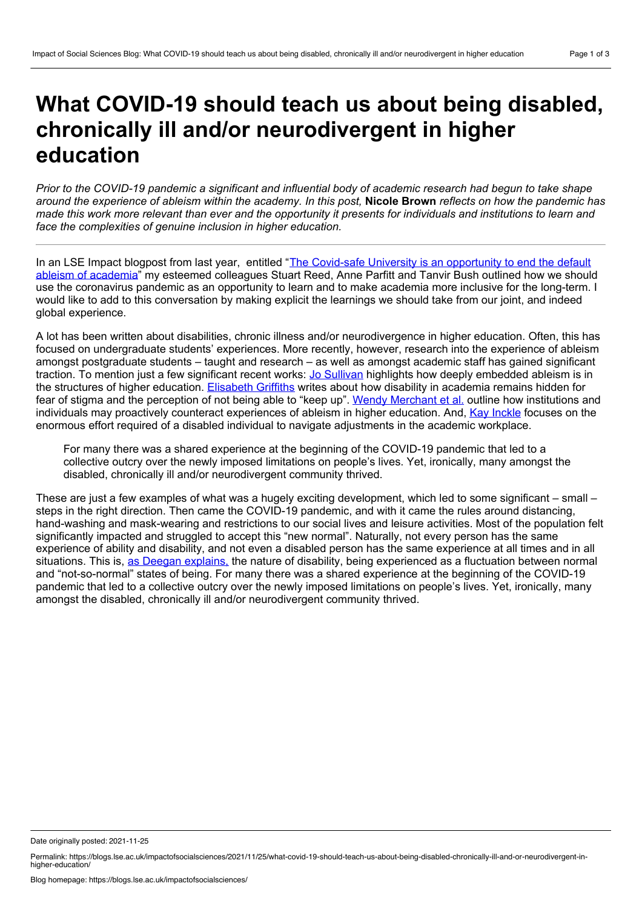# What COVID-19 should teach us about being disabled, chronically ill and/or neurodivergent in higher education

*Prior to the COVID-19 pandemic a significant and influential body of academic research had begun to take shape around the experience of ableism within the academy. In this post,* **Nicole Brown** *reflects on how the pandemic has made this work more relevant than ever and the opportunity it presents for individuals and institutions to learn and face the complexities of genuine inclusion in higher education.*

---

In an LSE Impact blogpost from last year, entitled "The Covid-safe University is an opportunity to end the default ableism of academia" my esteemed colleagues Stuart Reed, Anne Parfitt and Tanvir Bush outlined how we should use the coronavirus pandemic as an opportunity to learn and to make academia more inclusive for the long-term. I would like to add to this conversation by making explicit the learnings we should take from our joint, and indeed global experience.

A lot has been written about disabilities, chronic illness and/or neurodivergence in higher education. Often, this has focused on undergraduate students' experiences. More recently, however, research into the experience of ableism amongst postgraduate students – taught and research – as well as amongst academic staff has gained significant traction. To mention just a few significant recent works: Jo Sullivan highlights how deeply embedded ableism is in the structures of higher education. Elisabeth Griffiths writes about how disability in academia remains hidden for fear of stigma and the perception of not being able to "keep up". Wendy Merchant et al. outline how institutions and individuals may proactively counteract experiences of ableism in higher education. And, Kay Inckle focuses on the enormous effort required of a disabled individual to navigate adjustments in the academic workplace.

> For many there was a shared experience at the beginning of the COVID-19 pandemic that led to a collective outcry over the newly imposed limitations on people's lives. Yet, ironically, many amongst the disabled, chronically ill and/or neurodivergent community thrived.

These are just a few examples of what was a hugely exciting development, which led to some significant – small – steps in the right direction. Then came the COVID-19 pandemic, and with it came the rules around distancing, hand-washing and mask-wearing and restrictions to our social lives and leisure activities. Most of the population felt significantly impacted and struggled to accept this "new normal". Naturally, not every person has the same experience of ability and disability, and not even a disabled person has the same experience at all times and in all situations. This is, as Deegan explains, the nature of disability, being experienced as a fluctuation between normal and "not-so-normal" states of being. For many there was a shared experience at the beginning of the COVID-19 pandemic that led to a collective outcry over the newly imposed limitations on people's lives. Yet, ironically, many amongst the disabled, chronically ill and/or neurodivergent community thrived.

Date originally posted: 2021-11-25

Permalink: https://blogs.lse.ac.uk/impactofsocialsciences/2021/11/25/what-covid-19-should-teach-us-about-being-disabled-chronically-ill-and-or-neurodivergent-in-higher-education/

Blog homepage: https://blogs.lse.ac.uk/impactofsocialsciences/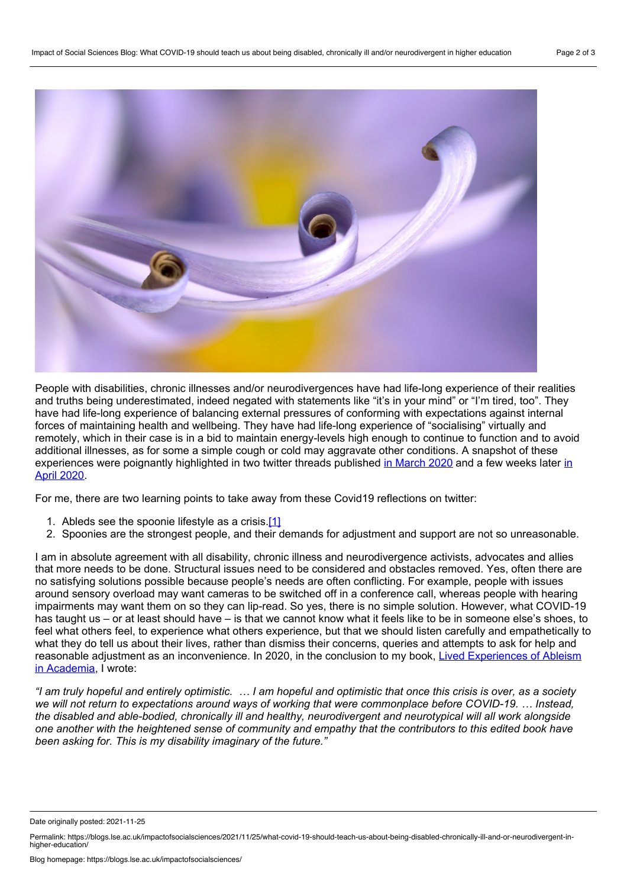People with disabilities, chronic illnesses and/or neurodivergences have had life-long experience of their realities and truths being underestimated, indeed negated with statements like "it's in your mind" or "I'm tired, too". They have had life-long experience of balancing external pressures of conforming with expectations against internal forces of maintaining health and wellbeing. They have had life-long experience of "socialising" virtually and remotely, which in their case is in a bid to maintain energy-levels high enough to continue to function and to avoid additional illnesses, as for some a simple cough or cold may aggravate other conditions. A snapshot of these experiences were poignantly highlighted in two twitter threads published in March 2020 and a few weeks later in April 2020.

For me, there are two learning points to take away from these Covid19 reflections on twitter:

1. Ableds see the spoonie lifestyle as a crisis.[1]
2. Spoonies are the strongest people, and their demands for adjustment and support are not so unreasonable.

I am in absolute agreement with all disability, chronic illness and neurodivergence activists, advocates and allies that more needs to be done. Structural issues need to be considered and obstacles removed. Yes, often there are no satisfying solutions possible because people's needs are often conflicting. For example, people with issues around sensory overload may want cameras to be switched off in a conference call, whereas people with hearing impairments may want them on so they can lip-read. So yes, there is no simple solution. However, what COVID-19 has taught us – or at least should have – is that we cannot know what it feels like to be in someone else's shoes, to feel what others feel, to experience what others experience, but that we should listen carefully and empathetically to what they do tell us about their lives, rather than dismiss their concerns, queries and attempts to ask for help and reasonable adjustment as an inconvenience. In 2020, in the conclusion to my book, Lived Experiences of Ableism in Academia, I wrote:

*"I am truly hopeful and entirely optimistic. … I am hopeful and optimistic that once this crisis is over, as a society we will not return to expectations around ways of working that were commonplace before COVID-19. … Instead, the disabled and able-bodied, chronically ill and healthy, neurodivergent and neurotypical will all work alongside one another with the heightened sense of community and empathy that the contributors to this edited book have been asking for. This is my disability imaginary of the future."*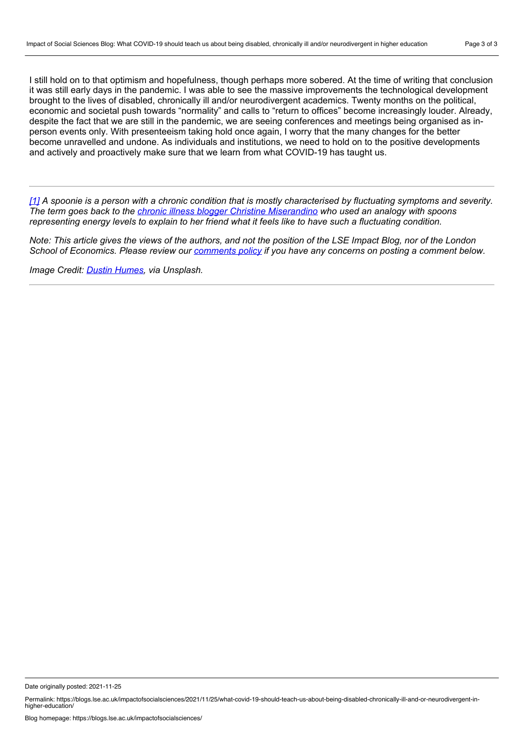I still hold on to that optimism and hopefulness, though perhaps more sobered. At the time of writing that conclusion it was still early days in the pandemic. I was able to see the massive improvements the technological development brought to the lives of disabled, chronically ill and/or neurodivergent academics. Twenty months on the political, economic and societal push towards "normality" and calls to "return to offices" become increasingly louder. Already, despite the fact that we are still in the pandemic, we are seeing conferences and meetings being organised as in-person events only. With presenteeism taking hold once again, I worry that the many changes for the better become unravelled and undone. As individuals and institutions, we need to hold on to the positive developments and actively and proactively make sure that we learn from what COVID-19 has taught us.

---

*[1] A spoonie is a person with a chronic condition that is mostly characterised by fluctuating symptoms and severity. The term goes back to the chronic illness blogger Christine Miserandino who used an analogy with spoons representing energy levels to explain to her friend what it feels like to have such a fluctuating condition.*

*Note: This article gives the views of the authors, and not the position of the LSE Impact Blog, nor of the London School of Economics. Please review our comments policy if you have any concerns on posting a comment below.*

*Image Credit: Dustin Humes, via Unsplash.*

---

Date originally posted: 2021-11-25

Permalink: https://blogs.lse.ac.uk/impactofsocialsciences/2021/11/25/what-covid-19-should-teach-us-about-being-disabled-chronically-ill-and-or-neurodivergent-in-higher-education/

Blog homepage: https://blogs.lse.ac.uk/impactofsocialsciences/